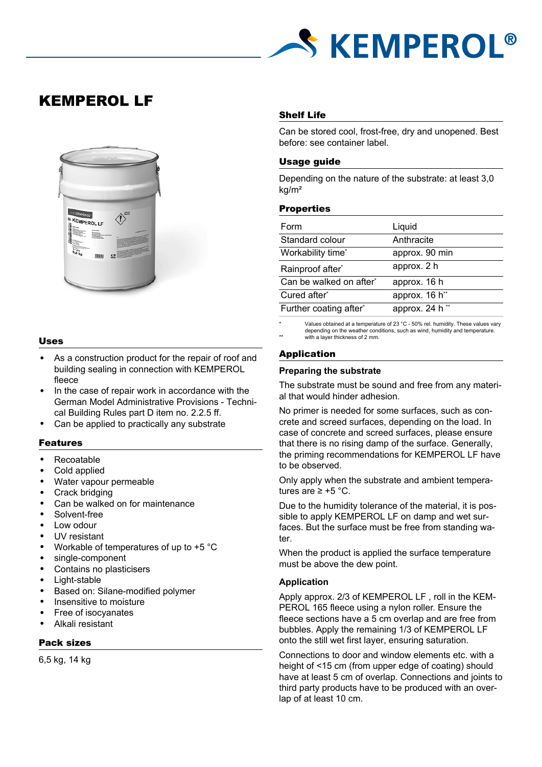# KEMPEROL LF

## Uses

- As a construction product for the repair of roof and building sealing in connection with KEMPEROL fleece
- In the case of repair work in accordance with the German Model Administrative Provisions - Technical Building Rules part D item no. 2.2.5 ff.
- Can be applied to practically any substrate

## Features

- Recoatable
- Cold applied
- Water vapour permeable
- Crack bridging
- Can be walked on for maintenance
- Solvent-free
- Low odour
- UV resistant
- Workable of temperatures of up to +5 °C
- single-component
- Contains no plasticisers
- Light-stable
- Based on: Silane-modified polymer
- Insensitive to moisture
- Free of isocyanates
- Alkali resistant

## Pack sizes

6,5 kg, 14 kg

## Shelf Life

Can be stored cool, frost-free, dry and unopened. Best before: see container label.

## Usage guide

Depending on the nature of the substrate: at least 3,0 kg/m²

## Properties

| | |
|---|---|
| Form | Liquid |
| Standard colour | Anthracite |
| Workability time* | approx. 90 min |
| Rainproof after* | approx. 2 h |
| Can be walked on after* | approx. 16 h |
| Cured after* | approx. 16 h** |
| Further coating after* | approx. 24 h ** |

\* Values obtained at a temperature of 23 °C - 50% rel. humidity. These values vary depending on the weather conditions, such as wind, humidity and temperature.
\** with a layer thickness of 2 mm.

## Application

### Preparing the substrate

The substrate must be sound and free from any material that would hinder adhesion.

No primer is needed for some surfaces, such as concrete and screed surfaces, depending on the load. In case of concrete and screed surfaces, please ensure that there is no rising damp of the surface. Generally, the priming recommendations for KEMPEROL LF have to be observed.

Only apply when the substrate and ambient temperatures are ≥ +5 °C.

Due to the humidity tolerance of the material, it is possible to apply KEMPEROL LF on damp and wet surfaces. But the surface must be free from standing water.

When the product is applied the surface temperature must be above the dew point.

### Application

Apply approx. 2/3 of KEMPEROL LF , roll in the KEMPEROL 165 fleece using a nylon roller. Ensure the fleece sections have a 5 cm overlap and are free from bubbles. Apply the remaining 1/3 of KEMPEROL LF onto the still wet first layer, ensuring saturation.

Connections to door and window elements etc. with a height of <15 cm (from upper edge of coating) should have at least 5 cm of overlap. Connections and joints to third party products have to be produced with an overlap of at least 10 cm.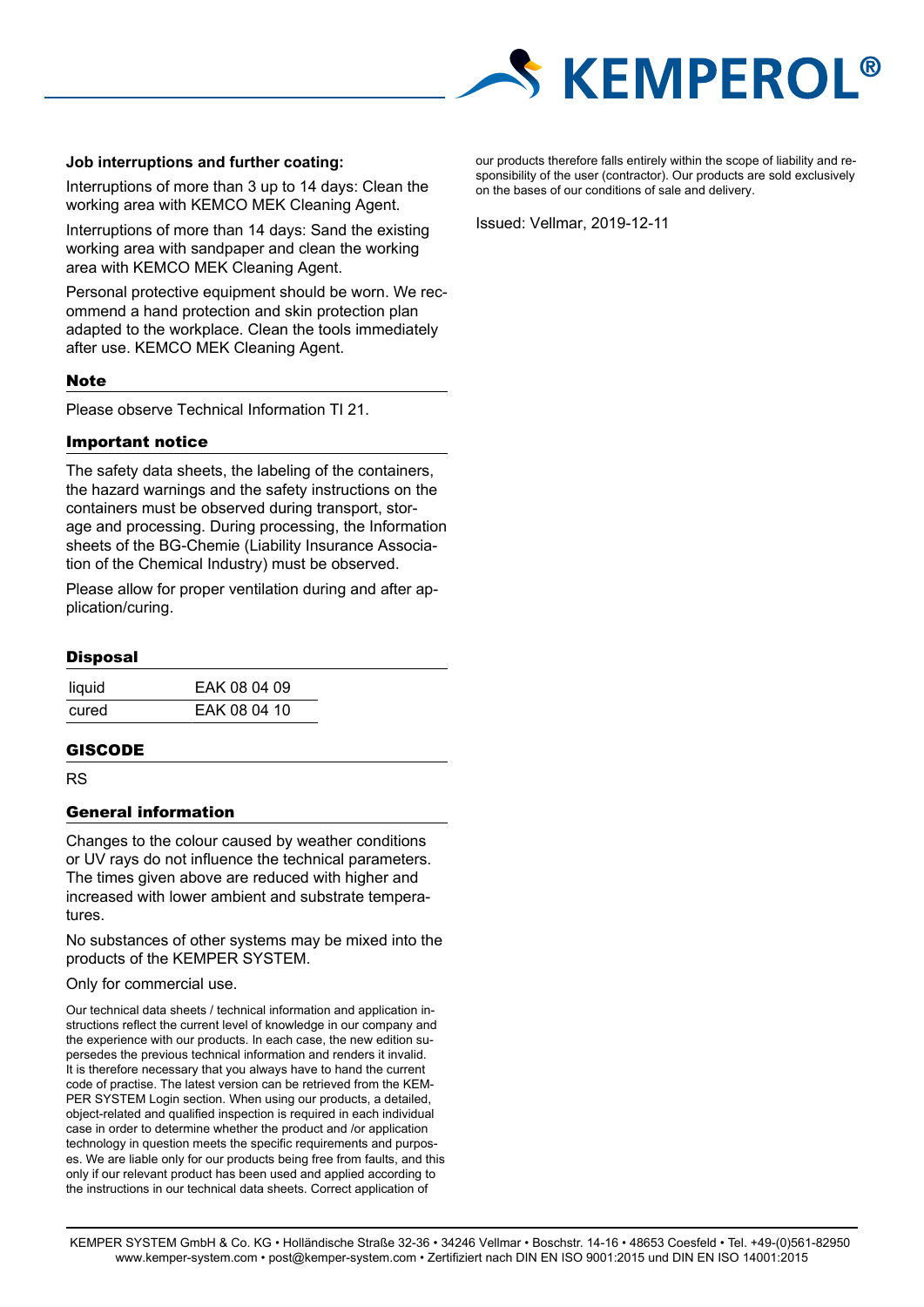**Job interruptions and further coating:**

Interruptions of more than 3 up to 14 days: Clean the working area with KEMCO MEK Cleaning Agent.

Interruptions of more than 14 days: Sand the existing working area with sandpaper and clean the working area with KEMCO MEK Cleaning Agent.

Personal protective equipment should be worn. We recommend a hand protection and skin protection plan adapted to the workplace. Clean the tools immediately after use. KEMCO MEK Cleaning Agent.

## Note

Please observe Technical Information TI 21.

## Important notice

The safety data sheets, the labeling of the containers, the hazard warnings and the safety instructions on the containers must be observed during transport, storage and processing. During processing, the Information sheets of the BG-Chemie (Liability Insurance Association of the Chemical Industry) must be observed.

Please allow for proper ventilation during and after application/curing.

## Disposal

| | |
|---|---|
| liquid | EAK 08 04 09 |
| cured | EAK 08 04 10 |

## GISCODE

RS

## General information

Changes to the colour caused by weather conditions or UV rays do not influence the technical parameters. The times given above are reduced with higher and increased with lower ambient and substrate temperatures.

No substances of other systems may be mixed into the products of the KEMPER SYSTEM.

Only for commercial use.

Our technical data sheets / technical information and application instructions reflect the current level of knowledge in our company and the experience with our products. In each case, the new edition supersedes the previous technical information and renders it invalid. It is therefore necessary that you always have to hand the current code of practise. The latest version can be retrieved from the KEMPER SYSTEM Login section. When using our products, a detailed, object-related and qualified inspection is required in each individual case in order to determine whether the product and /or application technology in question meets the specific requirements and purposes. We are liable only for our products being free from faults, and this only if our relevant product has been used and applied according to the instructions in our technical data sheets. Correct application of our products therefore falls entirely within the scope of liability and responsibility of the user (contractor). Our products are sold exclusively on the bases of our conditions of sale and delivery.

Issued: Vellmar, 2019-12-11

KEMPER SYSTEM GmbH & Co. KG • Holländische Straße 32-36 • 34246 Vellmar • Boschstr. 14-16 • 48653 Coesfeld • Tel. +49-(0)561-82950
www.kemper-system.com • post@kemper-system.com • Zertifiziert nach DIN EN ISO 9001:2015 und DIN EN ISO 14001:2015